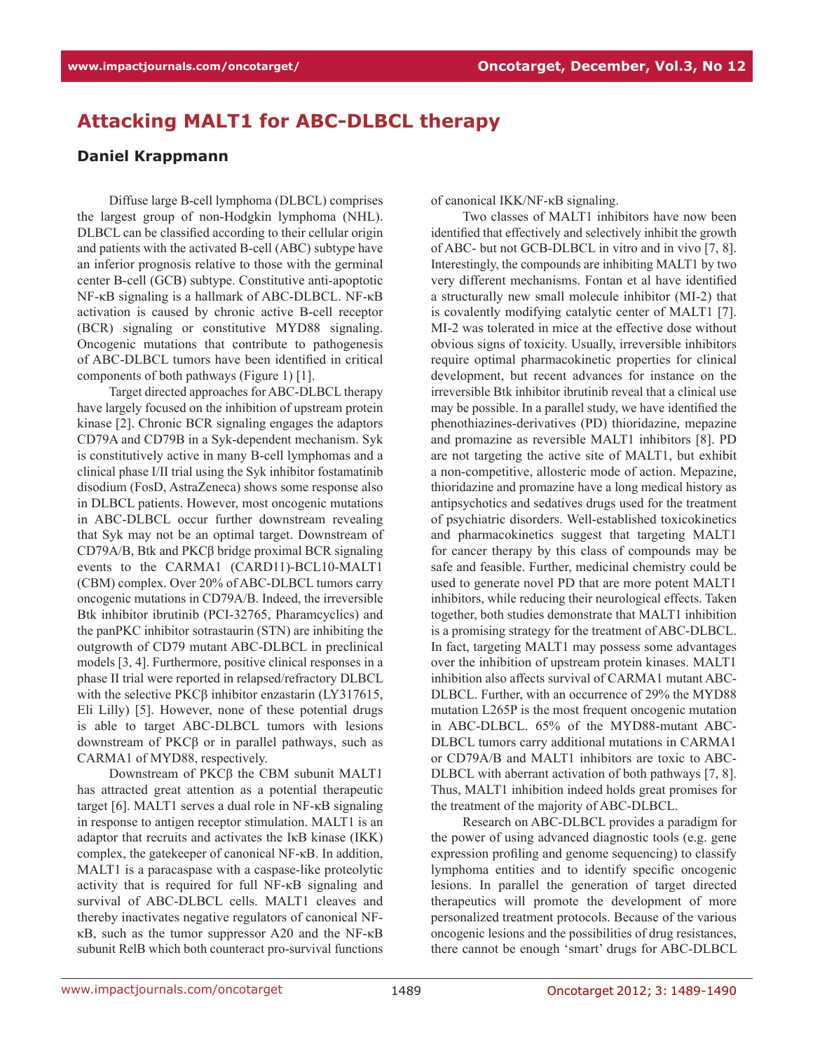# Attacking MALT1 for ABC-DLBCL therapy

**Daniel Krappmann**

Diffuse large B-cell lymphoma (DLBCL) comprises the largest group of non-Hodgkin lymphoma (NHL). DLBCL can be classified according to their cellular origin and patients with the activated B-cell (ABC) subtype have an inferior prognosis relative to those with the germinal center B-cell (GCB) subtype. Constitutive anti-apoptotic NF-κB signaling is a hallmark of ABC-DLBCL. NF-κB activation is caused by chronic active B-cell receptor (BCR) signaling or constitutive MYD88 signaling. Oncogenic mutations that contribute to pathogenesis of ABC-DLBCL tumors have been identified in critical components of both pathways (Figure 1) [1].

Target directed approaches for ABC-DLBCL therapy have largely focused on the inhibition of upstream protein kinase [2]. Chronic BCR signaling engages the adaptors CD79A and CD79B in a Syk-dependent mechanism. Syk is constitutively active in many B-cell lymphomas and a clinical phase I/II trial using the Syk inhibitor fostamatinib disodium (FosD, AstraZeneca) shows some response also in DLBCL patients. However, most oncogenic mutations in ABC-DLBCL occur further downstream revealing that Syk may not be an optimal target. Downstream of CD79A/B, Btk and PKCβ bridge proximal BCR signaling events to the CARMA1 (CARD11)-BCL10-MALT1 (CBM) complex. Over 20% of ABC-DLBCL tumors carry oncogenic mutations in CD79A/B. Indeed, the irreversible Btk inhibitor ibrutinib (PCI-32765, Pharamcyclics) and the panPKC inhibitor sotrastaurin (STN) are inhibiting the outgrowth of CD79 mutant ABC-DLBCL in preclinical models [3, 4]. Furthermore, positive clinical responses in a phase II trial were reported in relapsed/refractory DLBCL with the selective PKCβ inhibitor enzastarin (LY317615, Eli Lilly) [5]. However, none of these potential drugs is able to target ABC-DLBCL tumors with lesions downstream of PKCβ or in parallel pathways, such as CARMA1 of MYD88, respectively.

Downstream of PKCβ the CBM subunit MALT1 has attracted great attention as a potential therapeutic target [6]. MALT1 serves a dual role in NF-κB signaling in response to antigen receptor stimulation. MALT1 is an adaptor that recruits and activates the IκB kinase (IKK) complex, the gatekeeper of canonical NF-κB. In addition, MALT1 is a paracaspase with a caspase-like proteolytic activity that is required for full NF-κB signaling and survival of ABC-DLBCL cells. MALT1 cleaves and thereby inactivates negative regulators of canonical NF-κB, such as the tumor suppressor A20 and the NF-κB subunit RelB which both counteract pro-survival functions of canonical IKK/NF-κB signaling.

Two classes of MALT1 inhibitors have now been identified that effectively and selectively inhibit the growth of ABC- but not GCB-DLBCL in vitro and in vivo [7, 8]. Interestingly, the compounds are inhibiting MALT1 by two very different mechanisms. Fontan et al have identified a structurally new small molecule inhibitor (MI-2) that is covalently modifying catalytic center of MALT1 [7]. MI-2 was tolerated in mice at the effective dose without obvious signs of toxicity. Usually, irreversible inhibitors require optimal pharmacokinetic properties for clinical development, but recent advances for instance on the irreversible Btk inhibitor ibrutinib reveal that a clinical use may be possible. In a parallel study, we have identified the phenothiazines-derivatives (PD) thioridazine, mepazine and promazine as reversible MALT1 inhibitors [8]. PD are not targeting the active site of MALT1, but exhibit a non-competitive, allosteric mode of action. Mepazine, thioridazine and promazine have a long medical history as antipsychotics and sedatives drugs used for the treatment of psychiatric disorders. Well-established toxicokinetics and pharmacokinetics suggest that targeting MALT1 for cancer therapy by this class of compounds may be safe and feasible. Further, medicinal chemistry could be used to generate novel PD that are more potent MALT1 inhibitors, while reducing their neurological effects. Taken together, both studies demonstrate that MALT1 inhibition is a promising strategy for the treatment of ABC-DLBCL. In fact, targeting MALT1 may possess some advantages over the inhibition of upstream protein kinases. MALT1 inhibition also affects survival of CARMA1 mutant ABC-DLBCL. Further, with an occurrence of 29% the MYD88 mutation L265P is the most frequent oncogenic mutation in ABC-DLBCL. 65% of the MYD88-mutant ABC-DLBCL tumors carry additional mutations in CARMA1 or CD79A/B and MALT1 inhibitors are toxic to ABC-DLBCL with aberrant activation of both pathways [7, 8]. Thus, MALT1 inhibition indeed holds great promises for the treatment of the majority of ABC-DLBCL.

Research on ABC-DLBCL provides a paradigm for the power of using advanced diagnostic tools (e.g. gene expression profiling and genome sequencing) to classify lymphoma entities and to identify specific oncogenic lesions. In parallel the generation of target directed therapeutics will promote the development of more personalized treatment protocols. Because of the various oncogenic lesions and the possibilities of drug resistances, there cannot be enough 'smart' drugs for ABC-DLBCL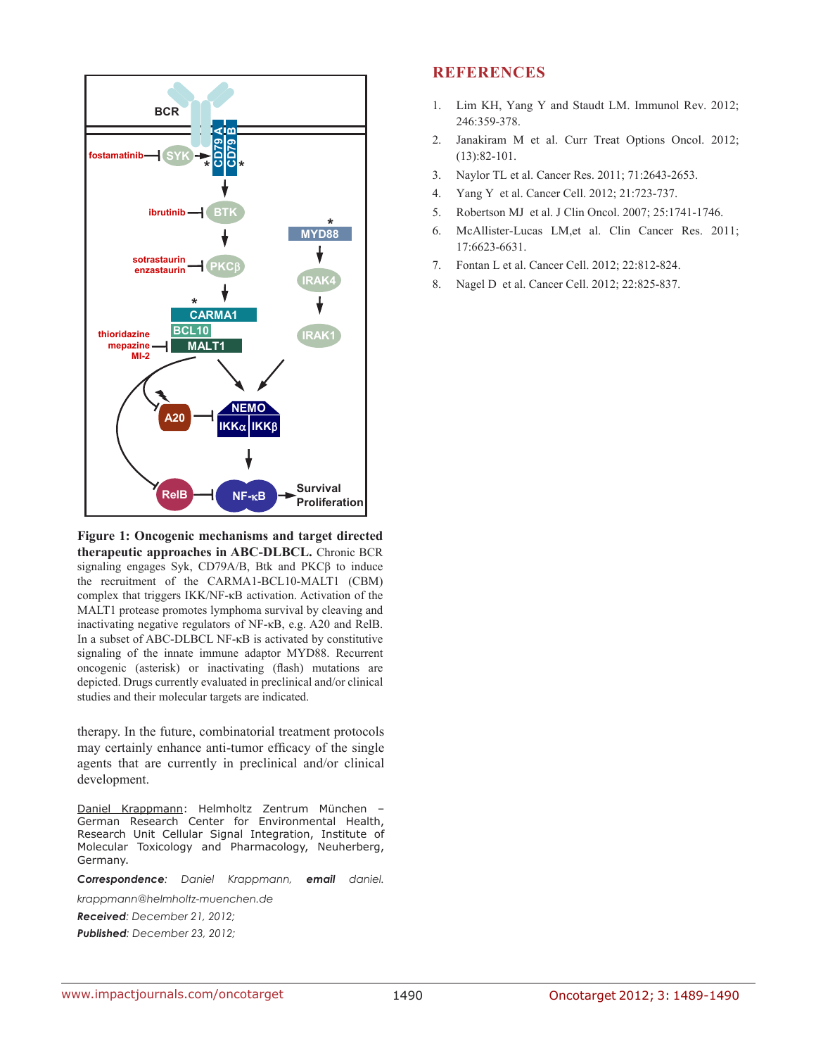SYK
BCR
CD79 A
CD79 B
fostamatinib
BTK
ibrutinib
PKCβ
sotrastaurin
enzastaurin
MYD88
IRAK4
IRAK1
CARMA1
BCL10
MALT1
thioridazine
mepazine
MI-2
A20
NEMO
IKKα
IKKβ
RelB
NF-κB
Survival
Proliferation

**Figure 1: Oncogenic mechanisms and target directed therapeutic approaches in ABC-DLBCL.** Chronic BCR signaling engages Syk, CD79A/B, Btk and PKCβ to induce the recruitment of the CARMA1-BCL10-MALT1 (CBM) complex that triggers IKK/NF-κB activation. Activation of the MALT1 protease promotes lymphoma survival by cleaving and inactivating negative regulators of NF-κB, e.g. A20 and RelB. In a subset of ABC-DLBCL NF-κB is activated by constitutive signaling of the innate immune adaptor MYD88. Recurrent oncogenic (asterisk) or inactivating (flash) mutations are depicted. Drugs currently evaluated in preclinical and/or clinical studies and their molecular targets are indicated.

therapy. In the future, combinatorial treatment protocols may certainly enhance anti-tumor efficacy of the single agents that are currently in preclinical and/or clinical development.

Daniel Krappmann: Helmholtz Zentrum München – German Research Center for Environmental Health, Research Unit Cellular Signal Integration, Institute of Molecular Toxicology and Pharmacology, Neuherberg, Germany.

***Correspondence***: *Daniel Krappmann,* ***email*** *daniel.krappmann@helmholtz-muenchen.de*

***Received***: *December 21, 2012;*

***Published***: *December 23, 2012;*

## REFERENCES

1. Lim KH, Yang Y and Staudt LM. Immunol Rev. 2012; 246:359-378.
2. Janakiram M et al. Curr Treat Options Oncol. 2012; (13):82-101.
3. Naylor TL et al. Cancer Res. 2011; 71:2643-2653.
4. Yang Y et al. Cancer Cell. 2012; 21:723-737.
5. Robertson MJ et al. J Clin Oncol. 2007; 25:1741-1746.
6. McAllister-Lucas LM,et al. Clin Cancer Res. 2011; 17:6623-6631.
7. Fontan L et al. Cancer Cell. 2012; 22:812-824.
8. Nagel D et al. Cancer Cell. 2012; 22:825-837.